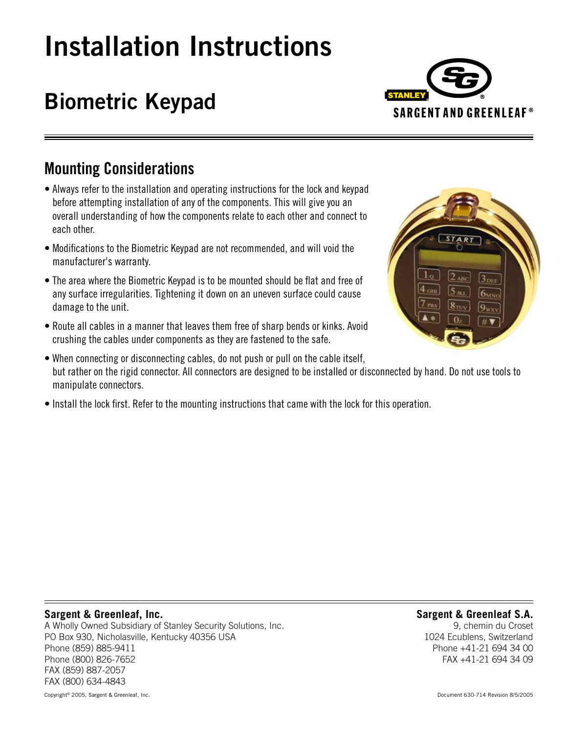# Installation Instructions

## Biometric Keypad

STANLEY

SARGENT AND GREENLEAF®

## Mounting Considerations

- Always refer to the installation and operating instructions for the lock and keypad before attempting installation of any of the components. This will give you an overall understanding of how the components relate to each other and connect to each other.
- Modifications to the Biometric Keypad are not recommended, and will void the manufacturer's warranty.
- The area where the Biometric Keypad is to be mounted should be flat and free of any surface irregularities. Tightening it down on an uneven surface could cause damage to the unit.
- Route all cables in a manner that leaves them free of sharp bends or kinks. Avoid crushing the cables under components as they are fastened to the safe.
- When connecting or disconnecting cables, do not push or pull on the cable itself, but rather on the rigid connector. All connectors are designed to be installed or disconnected by hand. Do not use tools to manipulate connectors.
- Install the lock first. Refer to the mounting instructions that came with the lock for this operation.

**Sargent & Greenleaf, Inc.**
A Wholly Owned Subsidiary of Stanley Security Solutions, Inc.
PO Box 930, Nicholasville, Kentucky 40356 USA
Phone (859) 885-9411
Phone (800) 826-7652
FAX (859) 887-2057
FAX (800) 634-4843

**Sargent & Greenleaf S.A.**
9, chemin du Croset
1024 Ecublens, Switzerland
Phone +41-21 694 34 00
FAX +41-21 694 34 09

Copyright© 2005, Sargent & Greenleaf, Inc.

Document 630-714 Revision 8/5/2005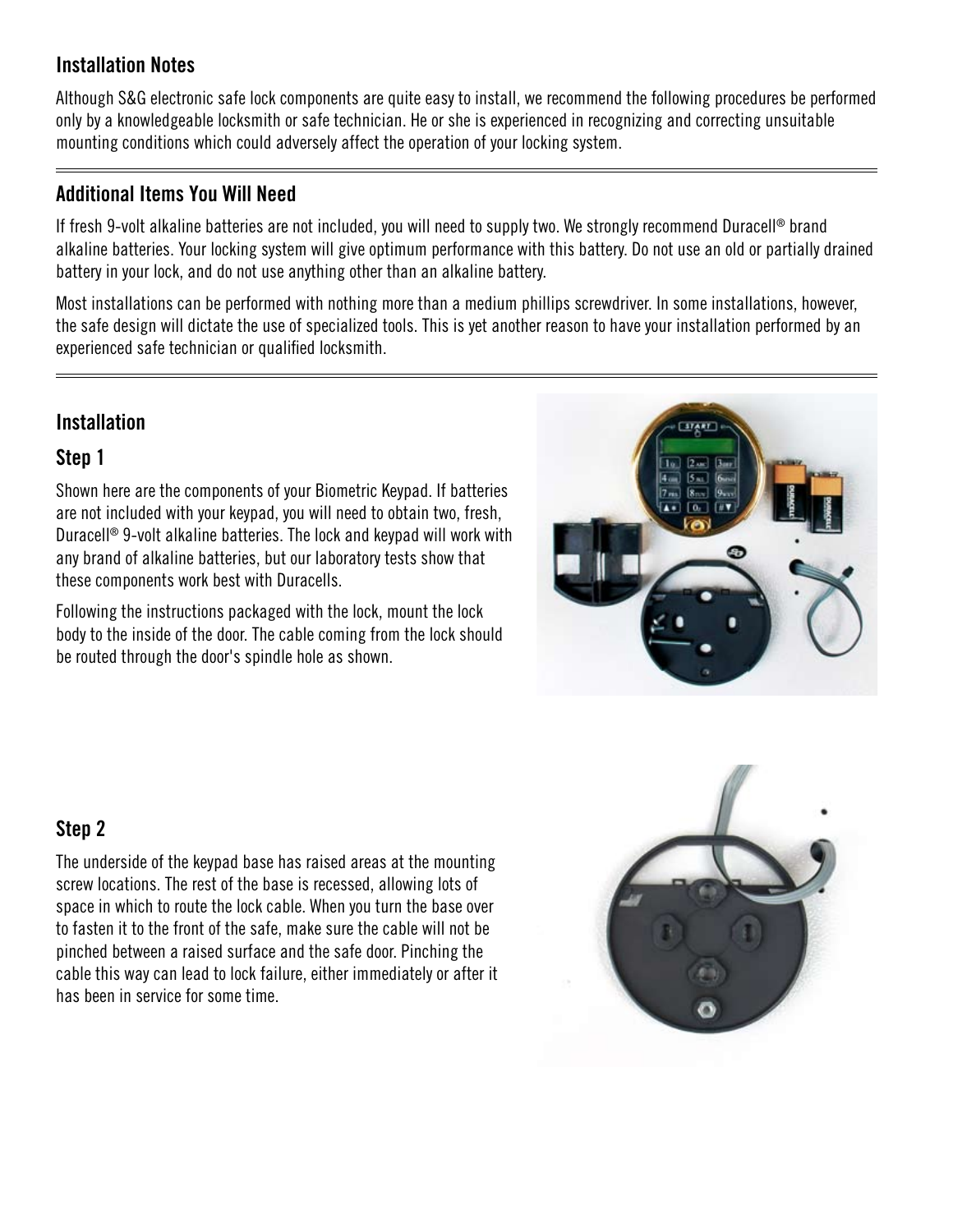## Installation Notes

Although S&G electronic safe lock components are quite easy to install, we recommend the following procedures be performed only by a knowledgeable locksmith or safe technician. He or she is experienced in recognizing and correcting unsuitable mounting conditions which could adversely affect the operation of your locking system.

## Additional Items You Will Need

If fresh 9-volt alkaline batteries are not included, you will need to supply two. We strongly recommend Duracell® brand alkaline batteries. Your locking system will give optimum performance with this battery. Do not use an old or partially drained battery in your lock, and do not use anything other than an alkaline battery.

Most installations can be performed with nothing more than a medium phillips screwdriver. In some installations, however, the safe design will dictate the use of specialized tools. This is yet another reason to have your installation performed by an experienced safe technician or qualified locksmith.

## Installation

### Step 1

Shown here are the components of your Biometric Keypad. If batteries are not included with your keypad, you will need to obtain two, fresh, Duracell® 9-volt alkaline batteries. The lock and keypad will work with any brand of alkaline batteries, but our laboratory tests show that these components work best with Duracells.

Following the instructions packaged with the lock, mount the lock body to the inside of the door. The cable coming from the lock should be routed through the door's spindle hole as shown.

### Step 2

The underside of the keypad base has raised areas at the mounting screw locations. The rest of the base is recessed, allowing lots of space in which to route the lock cable. When you turn the base over to fasten it to the front of the safe, make sure the cable will not be pinched between a raised surface and the safe door. Pinching the cable this way can lead to lock failure, either immediately or after it has been in service for some time.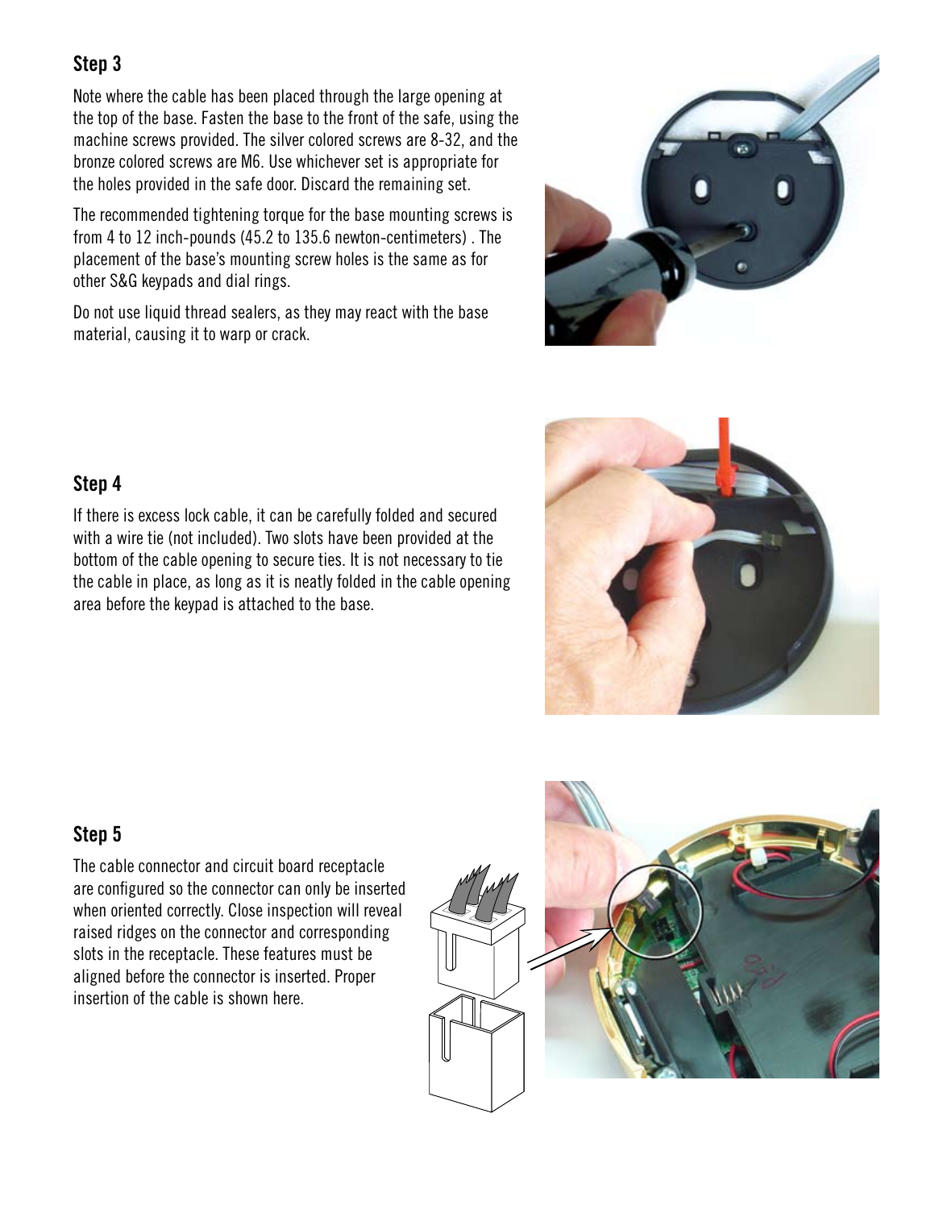## Step 3

Note where the cable has been placed through the large opening at the top of the base. Fasten the base to the front of the safe, using the machine screws provided. The silver colored screws are 8-32, and the bronze colored screws are M6. Use whichever set is appropriate for the holes provided in the safe door. Discard the remaining set.

The recommended tightening torque for the base mounting screws is from 4 to 12 inch-pounds (45.2 to 135.6 newton-centimeters) . The placement of the base's mounting screw holes is the same as for other S&G keypads and dial rings.

Do not use liquid thread sealers, as they may react with the base material, causing it to warp or crack.

## Step 4

If there is excess lock cable, it can be carefully folded and secured with a wire tie (not included). Two slots have been provided at the bottom of the cable opening to secure ties. It is not necessary to tie the cable in place, as long as it is neatly folded in the cable opening area before the keypad is attached to the base.

## Step 5

The cable connector and circuit board receptacle are configured so the connector can only be inserted when oriented correctly. Close inspection will reveal raised ridges on the connector and corresponding slots in the receptacle. These features must be aligned before the connector is inserted. Proper insertion of the cable is shown here.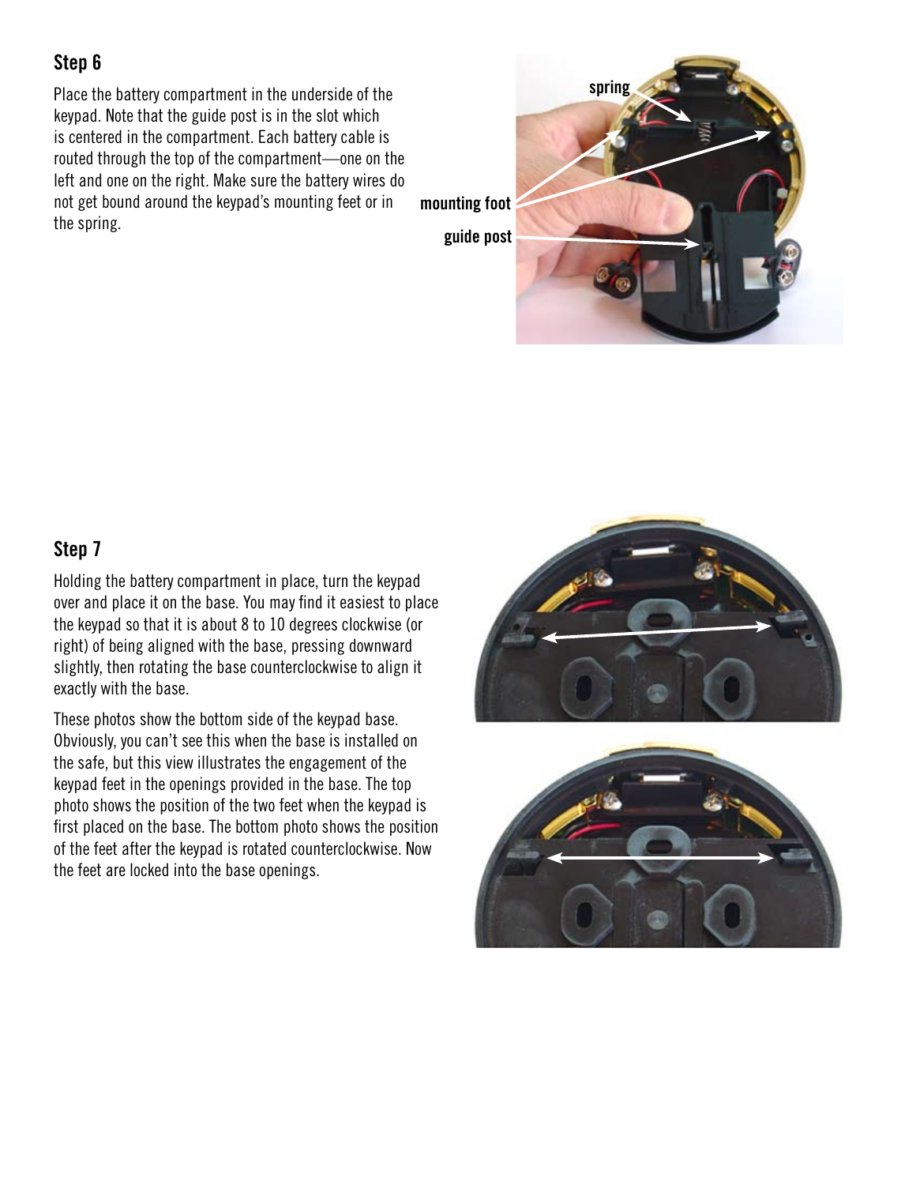## Step 6

Place the battery compartment in the underside of the keypad. Note that the guide post is in the slot which is centered in the compartment. Each battery cable is routed through the top of the compartment—one on the left and one on the right. Make sure the battery wires do not get bound around the keypad's mounting feet or in the spring.

## Step 7

Holding the battery compartment in place, turn the keypad over and place it on the base. You may find it easiest to place the keypad so that it is about 8 to 10 degrees clockwise (or right) of being aligned with the base, pressing downward slightly, then rotating the base counterclockwise to align it exactly with the base.

These photos show the bottom side of the keypad base. Obviously, you can't see this when the base is installed on the safe, but this view illustrates the engagement of the keypad feet in the openings provided in the base. The top photo shows the position of the two feet when the keypad is first placed on the base. The bottom photo shows the position of the feet after the keypad is rotated counterclockwise. Now the feet are locked into the base openings.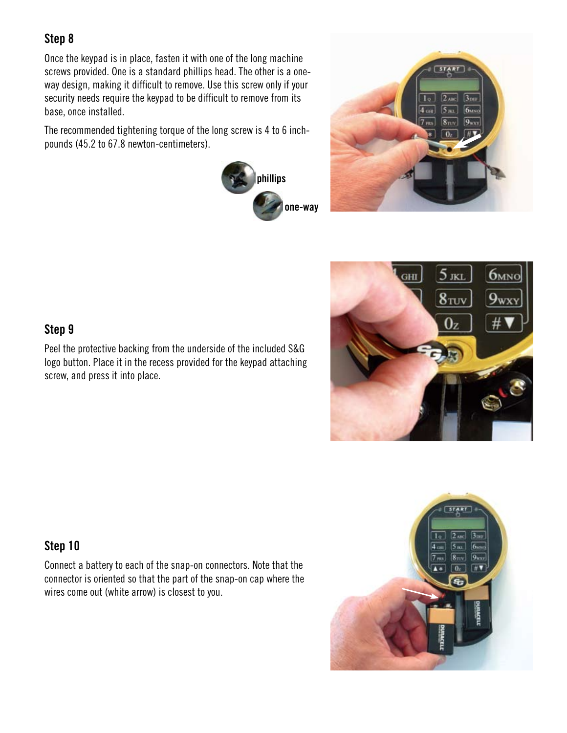## Step 8

Once the keypad is in place, fasten it with one of the long machine screws provided. One is a standard phillips head. The other is a one-way design, making it difficult to remove. Use this screw only if your security needs require the keypad to be difficult to remove from its base, once installed.

The recommended tightening torque of the long screw is 4 to 6 inch-pounds (45.2 to 67.8 newton-centimeters).

**phillips**

**one-way**

## Step 9

Peel the protective backing from the underside of the included S&G logo button. Place it in the recess provided for the keypad attaching screw, and press it into place.

## Step 10

Connect a battery to each of the snap-on connectors. Note that the connector is oriented so that the part of the snap-on cap where the wires come out (white arrow) is closest to you.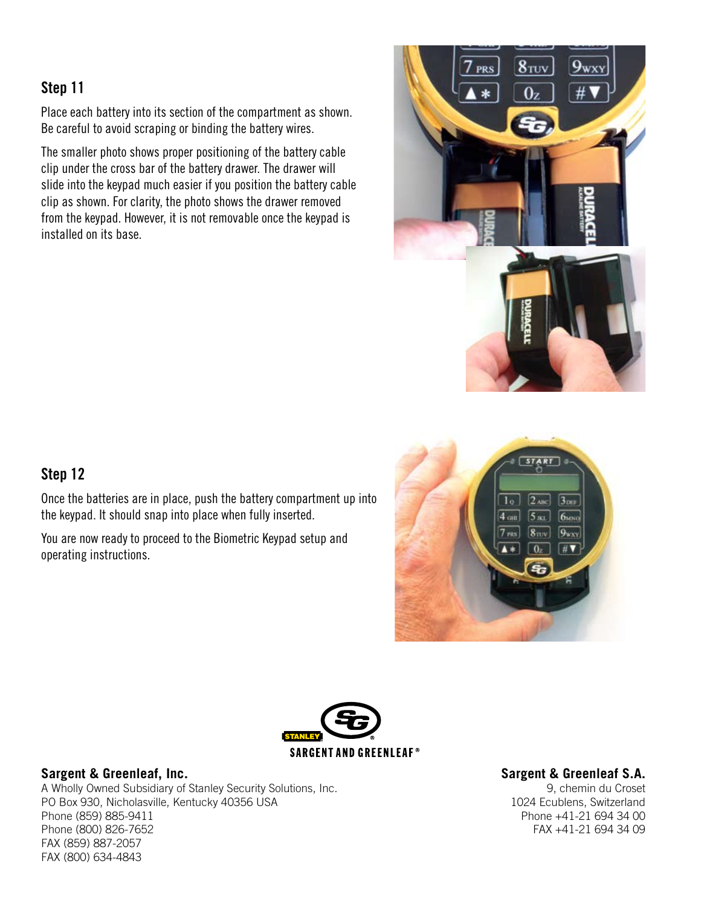## Step 11

Place each battery into its section of the compartment as shown. Be careful to avoid scraping or binding the battery wires.

The smaller photo shows proper positioning of the battery cable clip under the cross bar of the battery drawer. The drawer will slide into the keypad much easier if you position the battery cable clip as shown. For clarity, the photo shows the drawer removed from the keypad. However, it is not removable once the keypad is installed on its base.

## Step 12

Once the batteries are in place, push the battery compartment up into the keypad. It should snap into place when fully inserted.

You are now ready to proceed to the Biometric Keypad setup and operating instructions.

STANLEY SARGENT AND GREENLEAF®

**Sargent & Greenleaf, Inc.**
A Wholly Owned Subsidiary of Stanley Security Solutions, Inc.
PO Box 930, Nicholasville, Kentucky 40356 USA
Phone (859) 885-9411
Phone (800) 826-7652
FAX (859) 887-2057
FAX (800) 634-4843

**Sargent & Greenleaf S.A.**
9, chemin du Croset
1024 Ecublens, Switzerland
Phone +41-21 694 34 00
FAX +41-21 694 34 09